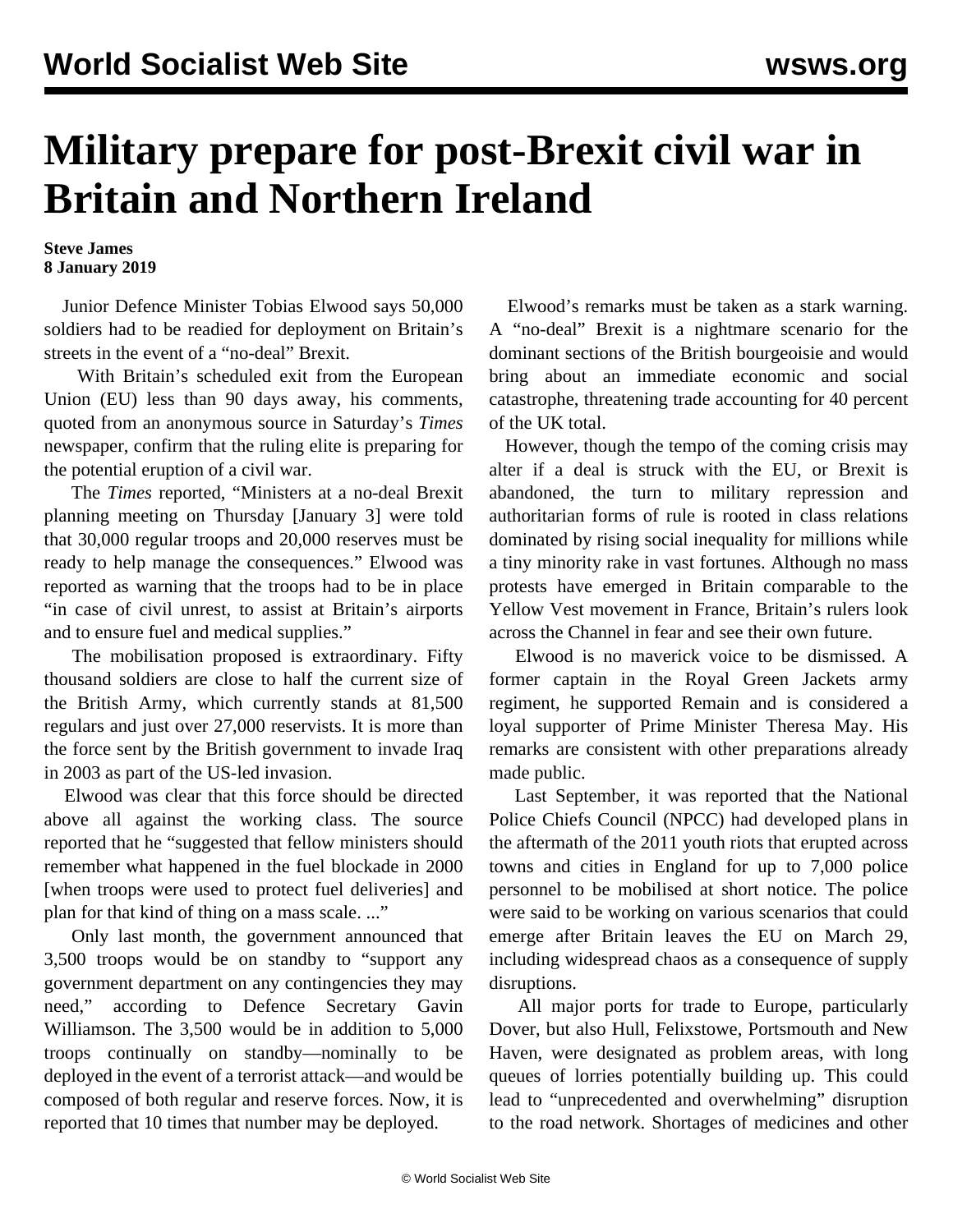# Military prepare for post-Brexit civil war in Britain and Northern Ireland

**Steve James**
**8 January 2019**

Junior Defence Minister Tobias Elwood says 50,000 soldiers had to be readied for deployment on Britain's streets in the event of a "no-deal" Brexit.

With Britain's scheduled exit from the European Union (EU) less than 90 days away, his comments, quoted from an anonymous source in Saturday's *Times* newspaper, confirm that the ruling elite is preparing for the potential eruption of a civil war.

The *Times* reported, "Ministers at a no-deal Brexit planning meeting on Thursday [January 3] were told that 30,000 regular troops and 20,000 reserves must be ready to help manage the consequences." Elwood was reported as warning that the troops had to be in place "in case of civil unrest, to assist at Britain's airports and to ensure fuel and medical supplies."

The mobilisation proposed is extraordinary. Fifty thousand soldiers are close to half the current size of the British Army, which currently stands at 81,500 regulars and just over 27,000 reservists. It is more than the force sent by the British government to invade Iraq in 2003 as part of the US-led invasion.

Elwood was clear that this force should be directed above all against the working class. The source reported that he "suggested that fellow ministers should remember what happened in the fuel blockade in 2000 [when troops were used to protect fuel deliveries] and plan for that kind of thing on a mass scale. ..."

Only last month, the government announced that 3,500 troops would be on standby to "support any government department on any contingencies they may need," according to Defence Secretary Gavin Williamson. The 3,500 would be in addition to 5,000 troops continually on standby—nominally to be deployed in the event of a terrorist attack—and would be composed of both regular and reserve forces. Now, it is reported that 10 times that number may be deployed.

Elwood's remarks must be taken as a stark warning. A "no-deal" Brexit is a nightmare scenario for the dominant sections of the British bourgeoisie and would bring about an immediate economic and social catastrophe, threatening trade accounting for 40 percent of the UK total.

However, though the tempo of the coming crisis may alter if a deal is struck with the EU, or Brexit is abandoned, the turn to military repression and authoritarian forms of rule is rooted in class relations dominated by rising social inequality for millions while a tiny minority rake in vast fortunes. Although no mass protests have emerged in Britain comparable to the Yellow Vest movement in France, Britain's rulers look across the Channel in fear and see their own future.

Elwood is no maverick voice to be dismissed. A former captain in the Royal Green Jackets army regiment, he supported Remain and is considered a loyal supporter of Prime Minister Theresa May. His remarks are consistent with other preparations already made public.

Last September, it was reported that the National Police Chiefs Council (NPCC) had developed plans in the aftermath of the 2011 youth riots that erupted across towns and cities in England for up to 7,000 police personnel to be mobilised at short notice. The police were said to be working on various scenarios that could emerge after Britain leaves the EU on March 29, including widespread chaos as a consequence of supply disruptions.

All major ports for trade to Europe, particularly Dover, but also Hull, Felixstowe, Portsmouth and New Haven, were designated as problem areas, with long queues of lorries potentially building up. This could lead to "unprecedented and overwhelming" disruption to the road network. Shortages of medicines and other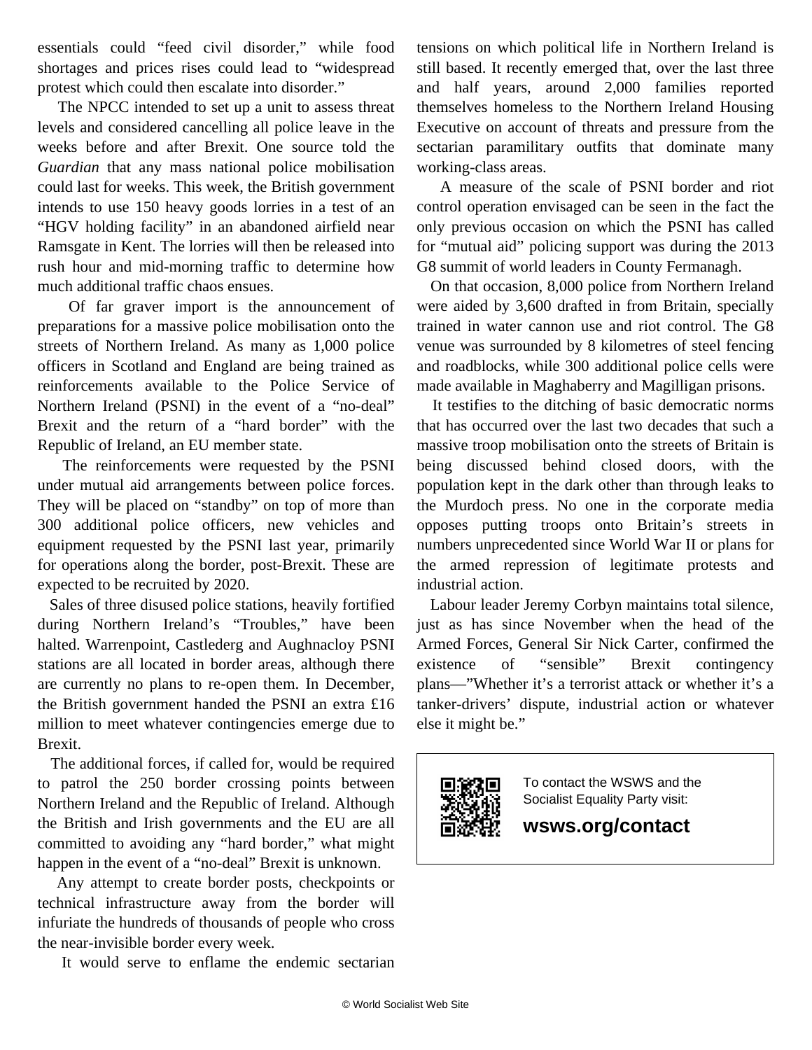essentials could "feed civil disorder," while food shortages and prices rises could lead to "widespread protest which could then escalate into disorder."

The NPCC intended to set up a unit to assess threat levels and considered cancelling all police leave in the weeks before and after Brexit. One source told the *Guardian* that any mass national police mobilisation could last for weeks. This week, the British government intends to use 150 heavy goods lorries in a test of an "HGV holding facility" in an abandoned airfield near Ramsgate in Kent. The lorries will then be released into rush hour and mid-morning traffic to determine how much additional traffic chaos ensues.

Of far graver import is the announcement of preparations for a massive police mobilisation onto the streets of Northern Ireland. As many as 1,000 police officers in Scotland and England are being trained as reinforcements available to the Police Service of Northern Ireland (PSNI) in the event of a "no-deal" Brexit and the return of a "hard border" with the Republic of Ireland, an EU member state.

The reinforcements were requested by the PSNI under mutual aid arrangements between police forces. They will be placed on "standby" on top of more than 300 additional police officers, new vehicles and equipment requested by the PSNI last year, primarily for operations along the border, post-Brexit. These are expected to be recruited by 2020.

Sales of three disused police stations, heavily fortified during Northern Ireland's "Troubles," have been halted. Warrenpoint, Castlederg and Aughnacloy PSNI stations are all located in border areas, although there are currently no plans to re-open them. In December, the British government handed the PSNI an extra £16 million to meet whatever contingencies emerge due to Brexit.

The additional forces, if called for, would be required to patrol the 250 border crossing points between Northern Ireland and the Republic of Ireland. Although the British and Irish governments and the EU are all committed to avoiding any "hard border," what might happen in the event of a "no-deal" Brexit is unknown.

Any attempt to create border posts, checkpoints or technical infrastructure away from the border will infuriate the hundreds of thousands of people who cross the near-invisible border every week.

It would serve to enflame the endemic sectarian tensions on which political life in Northern Ireland is still based. It recently emerged that, over the last three and half years, around 2,000 families reported themselves homeless to the Northern Ireland Housing Executive on account of threats and pressure from the sectarian paramilitary outfits that dominate many working-class areas.

A measure of the scale of PSNI border and riot control operation envisaged can be seen in the fact the only previous occasion on which the PSNI has called for "mutual aid" policing support was during the 2013 G8 summit of world leaders in County Fermanagh.

On that occasion, 8,000 police from Northern Ireland were aided by 3,600 drafted in from Britain, specially trained in water cannon use and riot control. The G8 venue was surrounded by 8 kilometres of steel fencing and roadblocks, while 300 additional police cells were made available in Maghaberry and Magilligan prisons.

It testifies to the ditching of basic democratic norms that has occurred over the last two decades that such a massive troop mobilisation onto the streets of Britain is being discussed behind closed doors, with the population kept in the dark other than through leaks to the Murdoch press. No one in the corporate media opposes putting troops onto Britain's streets in numbers unprecedented since World War II or plans for the armed repression of legitimate protests and industrial action.

Labour leader Jeremy Corbyn maintains total silence, just as has since November when the head of the Armed Forces, General Sir Nick Carter, confirmed the existence of "sensible" Brexit contingency plans—"Whether it's a terrorist attack or whether it's a tanker-drivers' dispute, industrial action or whatever else it might be."

To contact the WSWS and the Socialist Equality Party visit:

**wsws.org/contact**